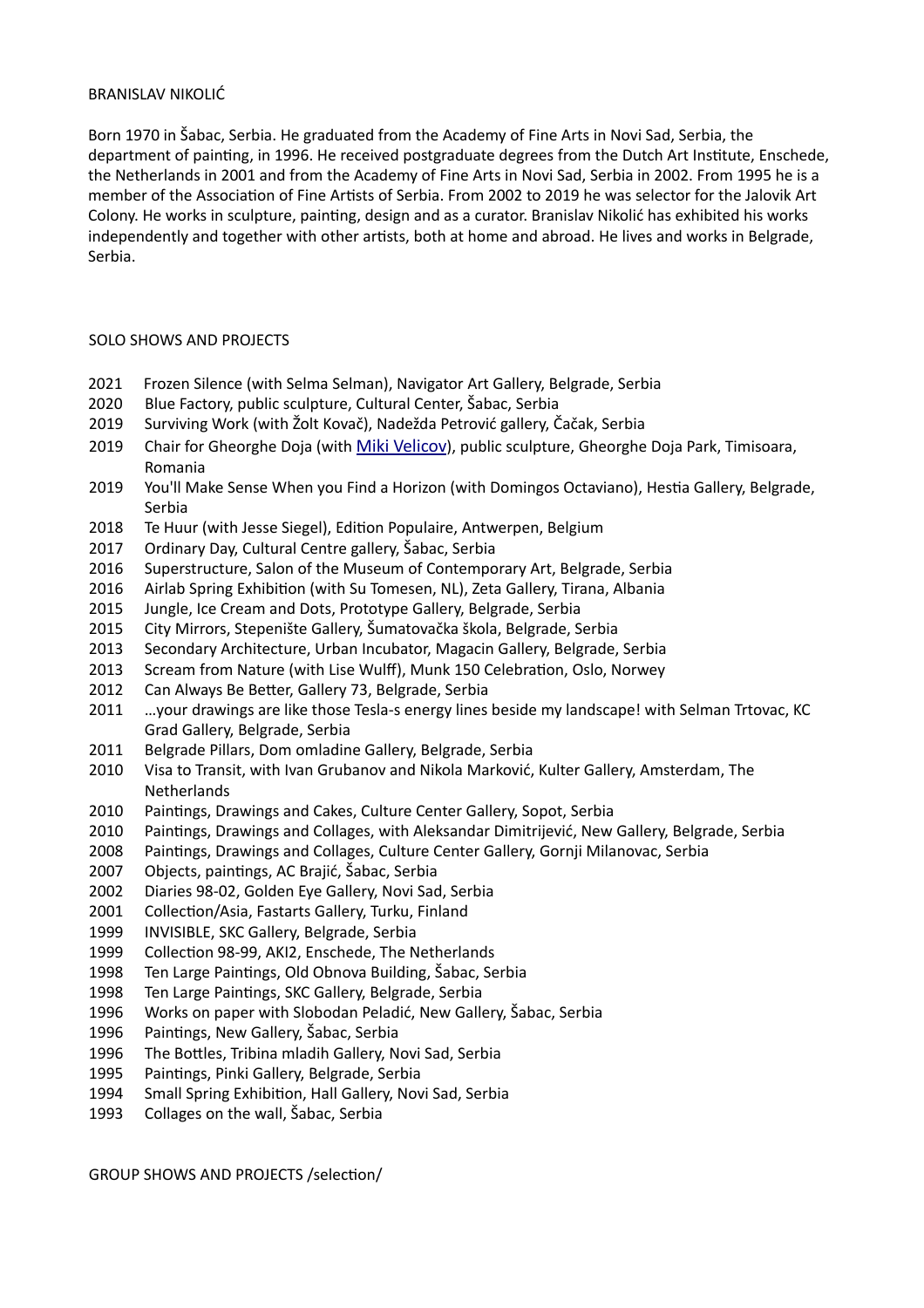# BRANISLAV NIKOLIĆ

Born 1970 in Šabac, Serbia. He graduated from the Academy of Fine Arts in Novi Sad, Serbia, the department of painting, in 1996. He received postgraduate degrees from the Dutch Art Institute, Enschede, the Netherlands in 2001 and from the Academy of Fine Arts in Novi Sad, Serbia in 2002. From 1995 he is a member of the Association of Fine Artists of Serbia. From 2002 to 2019 he was selector for the Jalovik Art Colony. He works in sculpture, painting, design and as a curator. Branislav Nikolić has exhibited his works independently and together with other artists, both at home and abroad. He lives and works in Belgrade, Serbia.

## SOLO SHOWS AND PROJECTS

- 2021 Frozen Silence (with Selma Selman), Navigator Art Gallery, Belgrade, Serbia
- 2020 Blue Factory, public sculpture, Cultural Center, Šabac, Serbia
- 2019 Surviving Work (with Žolt Kovač), Nadežda Petrović gallery, Čačak, Serbia
- 2019 Chair for Gheorghe Doja (with Miki Velicov), public sculpture, Gheorghe Doja Park, Timisoara, Romania
- 2019 You'll Make Sense When you Find a Horizon (with Domingos Octaviano), Hestia Gallery, Belgrade, Serbia
- 2018 Te Huur (with Jesse Siegel), Edition Populaire, Antwerpen, Belgium
- 2017 Ordinary Day, Cultural Centre gallery, Šabac, Serbia
- 2016 Superstructure, Salon of the Museum of Contemporary Art, Belgrade, Serbia
- 2016 Airlab Spring Exhibition (with Su Tomesen, NL), Zeta Gallery, Tirana, Albania
- 2015 Jungle, Ice Cream and Dots, Prototype Gallery, Belgrade, Serbia
- 2015 City Mirrors, Stepenište Gallery, Šumatovačka škola, Belgrade, Serbia
- 2013 Secondary Architecture, Urban Incubator, Magacin Gallery, Belgrade, Serbia
- 2013 Scream from Nature (with Lise Wulff), Munk 150 Celebration, Oslo, Norwey
- 2012 Can Always Be Better, Gallery 73, Belgrade, Serbia
- 2011 …your drawings are like those Tesla-s energy lines beside my landscape! with Selman Trtovac, KC Grad Gallery, Belgrade, Serbia
- 2011 Belgrade Pillars, Dom omladine Gallery, Belgrade, Serbia
- 2010 Visa to Transit, with Ivan Grubanov and Nikola Marković, Kulter Gallery, Amsterdam, The Netherlands
- 2010 Paintings, Drawings and Cakes, Culture Center Gallery, Sopot, Serbia
- 2010 Paintings, Drawings and Collages, with Aleksandar Dimitrijević, New Gallery, Belgrade, Serbia
- 2008 Paintings, Drawings and Collages, Culture Center Gallery, Gornji Milanovac, Serbia
- 2007 Objects, paintings, AC Brajić, Šabac, Serbia
- 2002 Diaries 98-02, Golden Eye Gallery, Novi Sad, Serbia
- 2001 Collection/Asia, Fastarts Gallery, Turku, Finland
- 1999 INVISIBLE, SKC Gallery, Belgrade, Serbia
- 1999 Collection 98-99, AKI2, Enschede, The Netherlands
- 1998 Ten Large Paintings, Old Obnova Building, Šabac, Serbia
- 1998 Ten Large Paintings, SKC Gallery, Belgrade, Serbia
- 1996 Works on paper with Slobodan Peladić, New Gallery, Šabac, Serbia
- 1996 Paintings, New Gallery, Šabac, Serbia
- 1996 The Bottles, Tribina mladih Gallery, Novi Sad, Serbia
- 1995 Paintings, Pinki Gallery, Belgrade, Serbia
- 1994 Small Spring Exhibition, Hall Gallery, Novi Sad, Serbia
- 1993 Collages on the wall, Šabac, Serbia

## GROUP SHOWS AND PROJECTS /selection/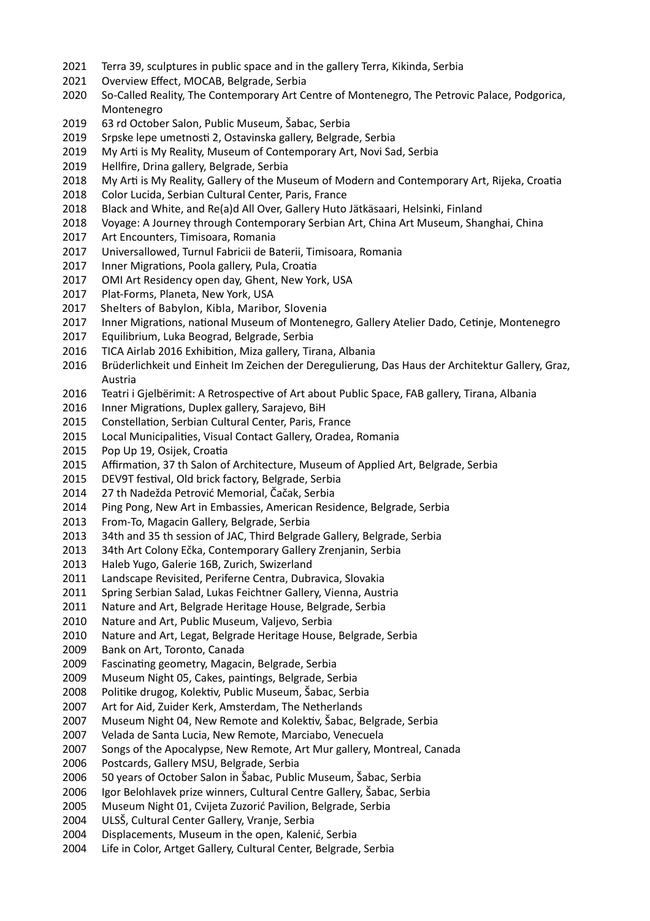2021 Terra 39, sculptures in public space and in the gallery Terra, Kikinda, Serbia
2021 Overview Effect, MOCAB, Belgrade, Serbia
2020 So-Called Reality, The Contemporary Art Centre of Montenegro, The Petrovic Palace, Podgorica, Montenegro
2019 63 rd October Salon, Public Museum, Šabac, Serbia
2019 Srpske lepe umetnosti 2, Ostavinska gallery, Belgrade, Serbia
2019 My Arti is My Reality, Museum of Contemporary Art, Novi Sad, Serbia
2019 Hellfire, Drina gallery, Belgrade, Serbia
2018 My Arti is My Reality, Gallery of the Museum of Modern and Contemporary Art, Rijeka, Croatia
2018 Color Lucida, Serbian Cultural Center, Paris, France
2018 Black and White, and Re(a)d All Over, Gallery Huto Jätkäsaari, Helsinki, Finland
2018 Voyage: A Journey through Contemporary Serbian Art, China Art Museum, Shanghai, China
2017 Art Encounters, Timisoara, Romania
2017 Universallowed, Turnul Fabricii de Baterii, Timisoara, Romania
2017 Inner Migrations, Poola gallery, Pula, Croatia
2017 OMI Art Residency open day, Ghent, New York, USA
2017 Plat-Forms, Planeta, New York, USA
2017 Shelters of Babylon, Kibla, Maribor, Slovenia
2017 Inner Migrations, national Museum of Montenegro, Gallery Atelier Dado, Cetinje, Montenegro
2017 Equilibrium, Luka Beograd, Belgrade, Serbia
2016 TICA Airlab 2016 Exhibition, Miza gallery, Tirana, Albania
2016 Brüderlichkeit und Einheit Im Zeichen der Deregulierung, Das Haus der Architektur Gallery, Graz, Austria
2016 Teatri i Gjelbërimit: A Retrospective of Art about Public Space, FAB gallery, Tirana, Albania
2016 Inner Migrations, Duplex gallery, Sarajevo, BiH
2015 Constellation, Serbian Cultural Center, Paris, France
2015 Local Municipalities, Visual Contact Gallery, Oradea, Romania
2015 Pop Up 19, Osijek, Croatia
2015 Affirmation, 37 th Salon of Architecture, Museum of Applied Art, Belgrade, Serbia
2015 DEV9T festival, Old brick factory, Belgrade, Serbia
2014 27 th Nadežda Petrović Memorial, Čačak, Serbia
2014 Ping Pong, New Art in Embassies, American Residence, Belgrade, Serbia
2013 From-To, Magacin Gallery, Belgrade, Serbia
2013 34th and 35 th session of JAC, Third Belgrade Gallery, Belgrade, Serbia
2013 34th Art Colony Ečka, Contemporary Gallery Zrenjanin, Serbia
2013 Haleb Yugo, Galerie 16B, Zurich, Swizerland
2011 Landscape Revisited, Periferne Centra, Dubravica, Slovakia
2011 Spring Serbian Salad, Lukas Feichtner Gallery, Vienna, Austria
2011 Nature and Art, Belgrade Heritage House, Belgrade, Serbia
2010 Nature and Art, Public Museum, Valjevo, Serbia
2010 Nature and Art, Legat, Belgrade Heritage House, Belgrade, Serbia
2009 Bank on Art, Toronto, Canada
2009 Fascinating geometry, Magacin, Belgrade, Serbia
2009 Museum Night 05, Cakes, paintings, Belgrade, Serbia
2008 Politike drugog, Kolektiv, Public Museum, Šabac, Serbia
2007 Art for Aid, Zuider Kerk, Amsterdam, The Netherlands
2007 Museum Night 04, New Remote and Kolektiv, Šabac, Belgrade, Serbia
2007 Velada de Santa Lucia, New Remote, Marciabo, Venecuela
2007 Songs of the Apocalypse, New Remote, Art Mur gallery, Montreal, Canada
2006 Postcards, Gallery MSU, Belgrade, Serbia
2006 50 years of October Salon in Šabac, Public Museum, Šabac, Serbia
2006 Igor Belohlavek prize winners, Cultural Centre Gallery, Šabac, Serbia
2005 Museum Night 01, Cvijeta Zuzorić Pavilion, Belgrade, Serbia
2004 ULSŠ, Cultural Center Gallery, Vranje, Serbia
2004 Displacements, Museum in the open, Kalenić, Serbia
2004 Life in Color, Artget Gallery, Cultural Center, Belgrade, Serbia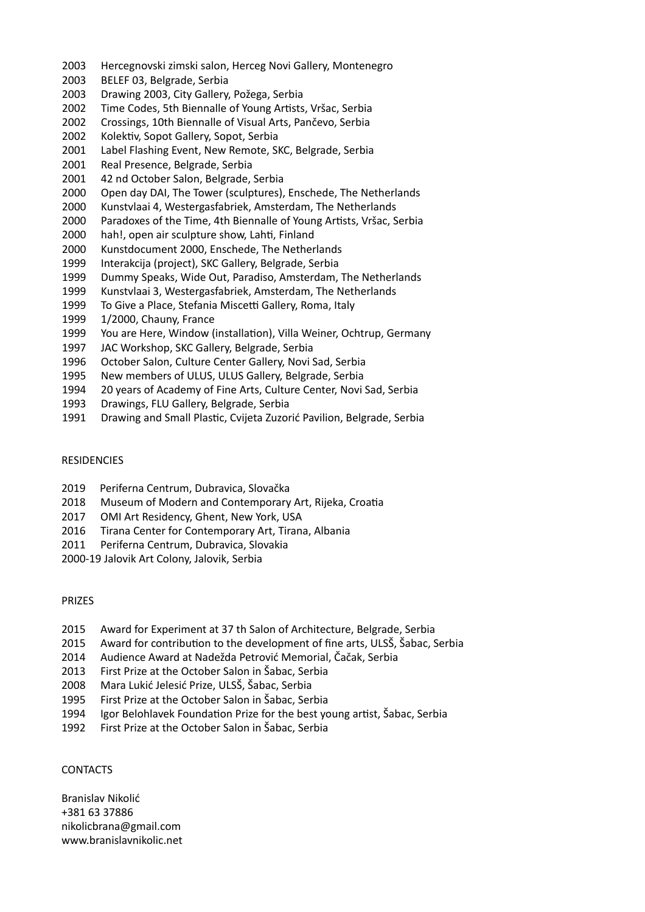2003 Hercegnovski zimski salon, Herceg Novi Gallery, Montenegro
2003 BELEF 03, Belgrade, Serbia
2003 Drawing 2003, City Gallery, Požega, Serbia
2002 Time Codes, 5th Biennalle of Young Artists, Vršac, Serbia
2002 Crossings, 10th Biennalle of Visual Arts, Pančevo, Serbia
2002 Kolektiv, Sopot Gallery, Sopot, Serbia
2001 Label Flashing Event, New Remote, SKC, Belgrade, Serbia
2001 Real Presence, Belgrade, Serbia
2001 42 nd October Salon, Belgrade, Serbia
2000 Open day DAI, The Tower (sculptures), Enschede, The Netherlands
2000 Kunstvlaai 4, Westergasfabriek, Amsterdam, The Netherlands
2000 Paradoxes of the Time, 4th Biennalle of Young Artists, Vršac, Serbia
2000 hah!, open air sculpture show, Lahti, Finland
2000 Kunstdocument 2000, Enschede, The Netherlands
1999 Interakcija (project), SKC Gallery, Belgrade, Serbia
1999 Dummy Speaks, Wide Out, Paradiso, Amsterdam, The Netherlands
1999 Kunstvlaai 3, Westergasfabriek, Amsterdam, The Netherlands
1999 To Give a Place, Stefania Miscetti Gallery, Roma, Italy
1999 1/2000, Chauny, France
1999 You are Here, Window (installation), Villa Weiner, Ochtrup, Germany
1997 JAC Workshop, SKC Gallery, Belgrade, Serbia
1996 October Salon, Culture Center Gallery, Novi Sad, Serbia
1995 New members of ULUS, ULUS Gallery, Belgrade, Serbia
1994 20 years of Academy of Fine Arts, Culture Center, Novi Sad, Serbia
1993 Drawings, FLU Gallery, Belgrade, Serbia
1991 Drawing and Small Plastic, Cvijeta Zuzorić Pavilion, Belgrade, Serbia

## RESIDENCIES

2019 Periferna Centrum, Dubravica, Slovačka
2018 Museum of Modern and Contemporary Art, Rijeka, Croatia
2017 OMI Art Residency, Ghent, New York, USA
2016 Tirana Center for Contemporary Art, Tirana, Albania
2011 Periferna Centrum, Dubravica, Slovakia
2000-19 Jalovik Art Colony, Jalovik, Serbia

## PRIZES

2015 Award for Experiment at 37 th Salon of Architecture, Belgrade, Serbia
2015 Award for contribution to the development of fine arts, ULSŠ, Šabac, Serbia
2014 Audience Award at Nadežda Petrović Memorial, Čačak, Serbia
2013 First Prize at the October Salon in Šabac, Serbia
2008 Mara Lukić Jelesić Prize, ULSŠ, Šabac, Serbia
1995 First Prize at the October Salon in Šabac, Serbia
1994 Igor Belohlavek Foundation Prize for the best young artist, Šabac, Serbia
1992 First Prize at the October Salon in Šabac, Serbia

## CONTACTS

Branislav Nikolić
+381 63 37886
nikolicbrana@gmail.com
www.branislavnikolic.net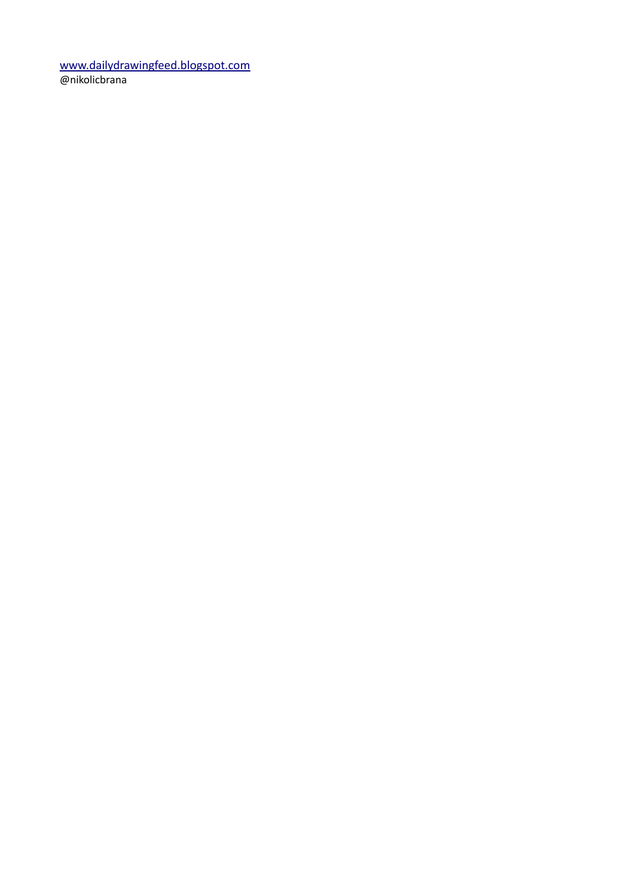www.dailydrawingfeed.blogspot.com
@nikolicbrana